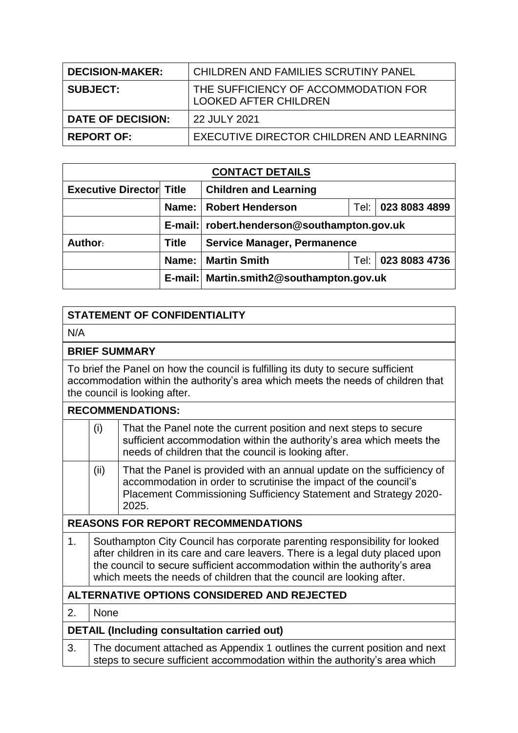| DECISION-MAKER: | CHILDREN AND FAMILIES SCRUTINY PANEL |
|---|---|
| SUBJECT: | THE SUFFICIENCY OF ACCOMMODATION FOR LOOKED AFTER CHILDREN |
| DATE OF DECISION: | 22 JULY 2021 |
| REPORT OF: | EXECUTIVE DIRECTOR CHILDREN AND LEARNING |

| CONTACT DETAILS | | | | |
|---|---|---|---|---|
| **Executive Director** | **Title** | **Children and Learning** | | |
| | **Name:** | **Robert Henderson** | Tel: | **023 8083 4899** |
| | **E-mail:** | **robert.henderson@southampton.gov.uk** | | |
| **Author:** | **Title** | **Service Manager, Permanence** | | |
| | **Name:** | **Martin Smith** | Tel: | **023 8083 4736** |
| | **E-mail:** | **Martin.smith2@southampton.gov.uk** | | |

**STATEMENT OF CONFIDENTIALITY**

N/A

**BRIEF SUMMARY**

To brief the Panel on how the council is fulfilling its duty to secure sufficient accommodation within the authority's area which meets the needs of children that the council is looking after.

**RECOMMENDATIONS:**

| | | |
|---|---|---|
| | (i) | That the Panel note the current position and next steps to secure sufficient accommodation within the authority's area which meets the needs of children that the council is looking after. |
| | (ii) | That the Panel is provided with an annual update on the sufficiency of accommodation in order to scrutinise the impact of the council's Placement Commissioning Sufficiency Statement and Strategy 2020-2025. |

**REASONS FOR REPORT RECOMMENDATIONS**

| | |
|---|---|
| 1. | Southampton City Council has corporate parenting responsibility for looked after children in its care and care leavers. There is a legal duty placed upon the council to secure sufficient accommodation within the authority's area which meets the needs of children that the council are looking after. |

**ALTERNATIVE OPTIONS CONSIDERED AND REJECTED**

| | |
|---|---|
| 2. | None |

**DETAIL (Including consultation carried out)**

| | |
|---|---|
| 3. | The document attached as Appendix 1 outlines the current position and next steps to secure sufficient accommodation within the authority's area which |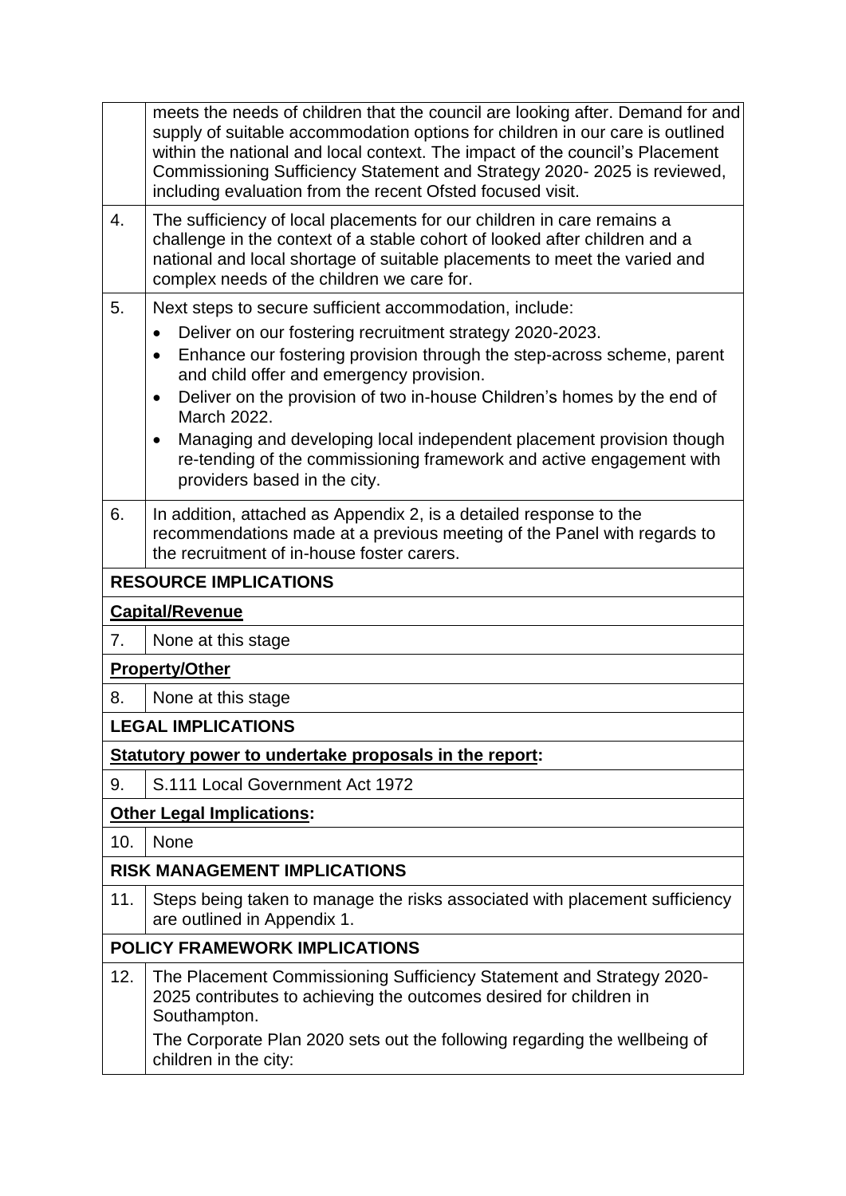| | |
|---|---|
| | meets the needs of children that the council are looking after. Demand for and supply of suitable accommodation options for children in our care is outlined within the national and local context. The impact of the council's Placement Commissioning Sufficiency Statement and Strategy 2020- 2025 is reviewed, including evaluation from the recent Ofsted focused visit. |
| 4. | The sufficiency of local placements for our children in care remains a challenge in the context of a stable cohort of looked after children and a national and local shortage of suitable placements to meet the varied and complex needs of the children we care for. |
| 5. | Next steps to secure sufficient accommodation, include:<br>• Deliver on our fostering recruitment strategy 2020-2023.<br>• Enhance our fostering provision through the step-across scheme, parent and child offer and emergency provision.<br>• Deliver on the provision of two in-house Children's homes by the end of March 2022.<br>• Managing and developing local independent placement provision though re-tending of the commissioning framework and active engagement with providers based in the city. |
| 6. | In addition, attached as Appendix 2, is a detailed response to the recommendations made at a previous meeting of the Panel with regards to the recruitment of in-house foster carers. |
| **RESOURCE IMPLICATIONS** | |
| **Capital/Revenue** | |
| 7. | None at this stage |
| **Property/Other** | |
| 8. | None at this stage |
| **LEGAL IMPLICATIONS** | |
| **Statutory power to undertake proposals in the report:** | |
| 9. | S.111 Local Government Act 1972 |
| **Other Legal Implications:** | |
| 10. | None |
| **RISK MANAGEMENT IMPLICATIONS** | |
| 11. | Steps being taken to manage the risks associated with placement sufficiency are outlined in Appendix 1. |
| **POLICY FRAMEWORK IMPLICATIONS** | |
| 12. | The Placement Commissioning Sufficiency Statement and Strategy 2020-2025 contributes to achieving the outcomes desired for children in Southampton.<br>The Corporate Plan 2020 sets out the following regarding the wellbeing of children in the city: |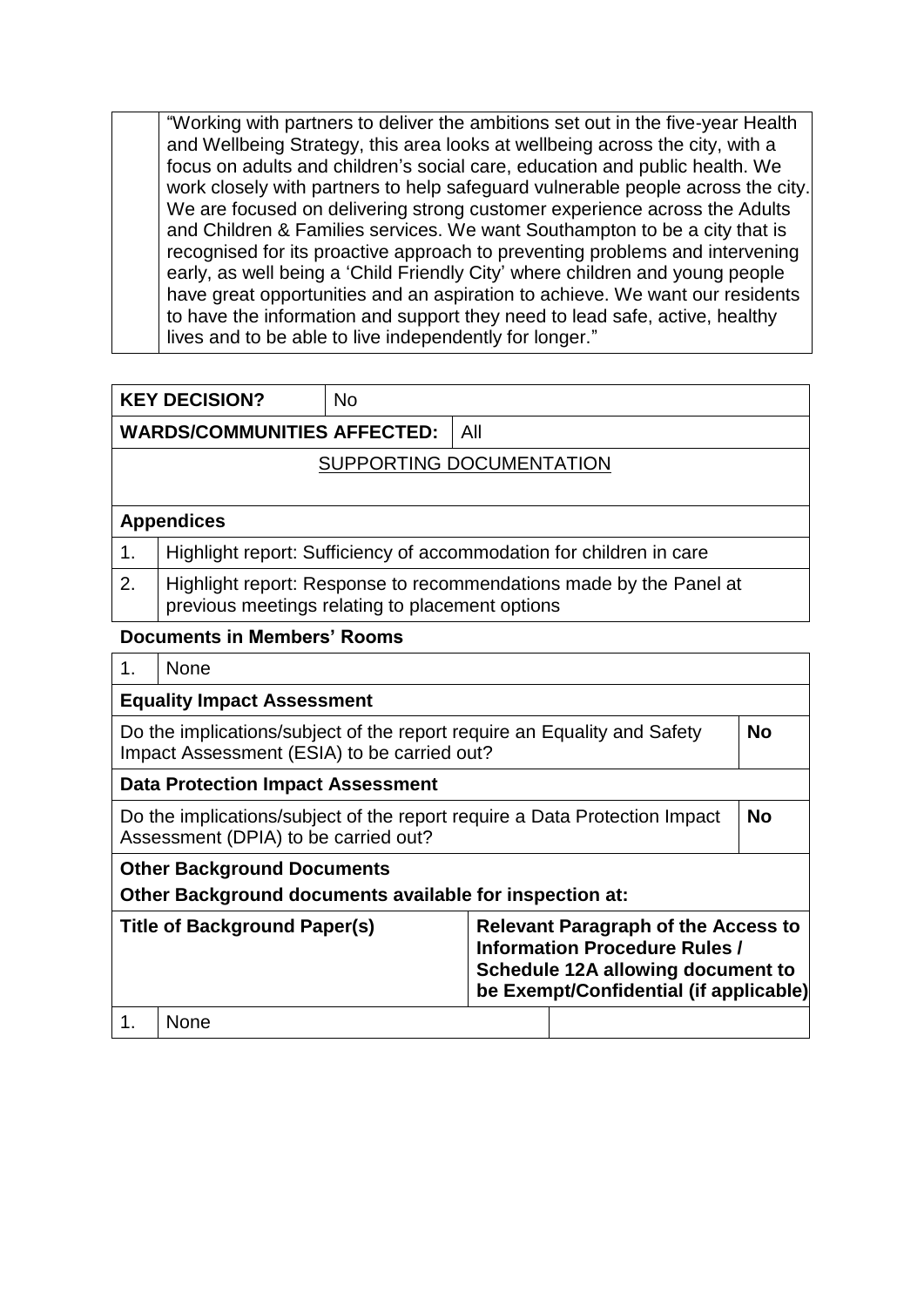| | |
|---|---|
| | "Working with partners to deliver the ambitions set out in the five-year Health and Wellbeing Strategy, this area looks at wellbeing across the city, with a focus on adults and children's social care, education and public health. We work closely with partners to help safeguard vulnerable people across the city. We are focused on delivering strong customer experience across the Adults and Children & Families services. We want Southampton to be a city that is recognised for its proactive approach to preventing problems and intervening early, as well being a 'Child Friendly City' where children and young people have great opportunities and an aspiration to achieve. We want our residents to have the information and support they need to lead safe, active, healthy lives and to be able to live independently for longer." |

| | |
|---|---|
| **KEY DECISION?** | No |
| **WARDS/COMMUNITIES AFFECTED:** | All |

SUPPORTING DOCUMENTATION

**Appendices**

| | |
|---|---|
| 1. | Highlight report: Sufficiency of accommodation for children in care |
| 2. | Highlight report: Response to recommendations made by the Panel at previous meetings relating to placement options |

**Documents in Members' Rooms**

| | |
|---|---|
| 1. | None |

**Equality Impact Assessment**

| | |
|---|---|
| Do the implications/subject of the report require an Equality and Safety Impact Assessment (ESIA) to be carried out? | **No** |

**Data Protection Impact Assessment**

| | |
|---|---|
| Do the implications/subject of the report require a Data Protection Impact Assessment (DPIA) to be carried out? | **No** |

**Other Background Documents**

**Other Background documents available for inspection at:**

| | Title of Background Paper(s) | Relevant Paragraph of the Access to Information Procedure Rules / Schedule 12A allowing document to be Exempt/Confidential (if applicable) |
|---|---|---|
| 1. | None | |